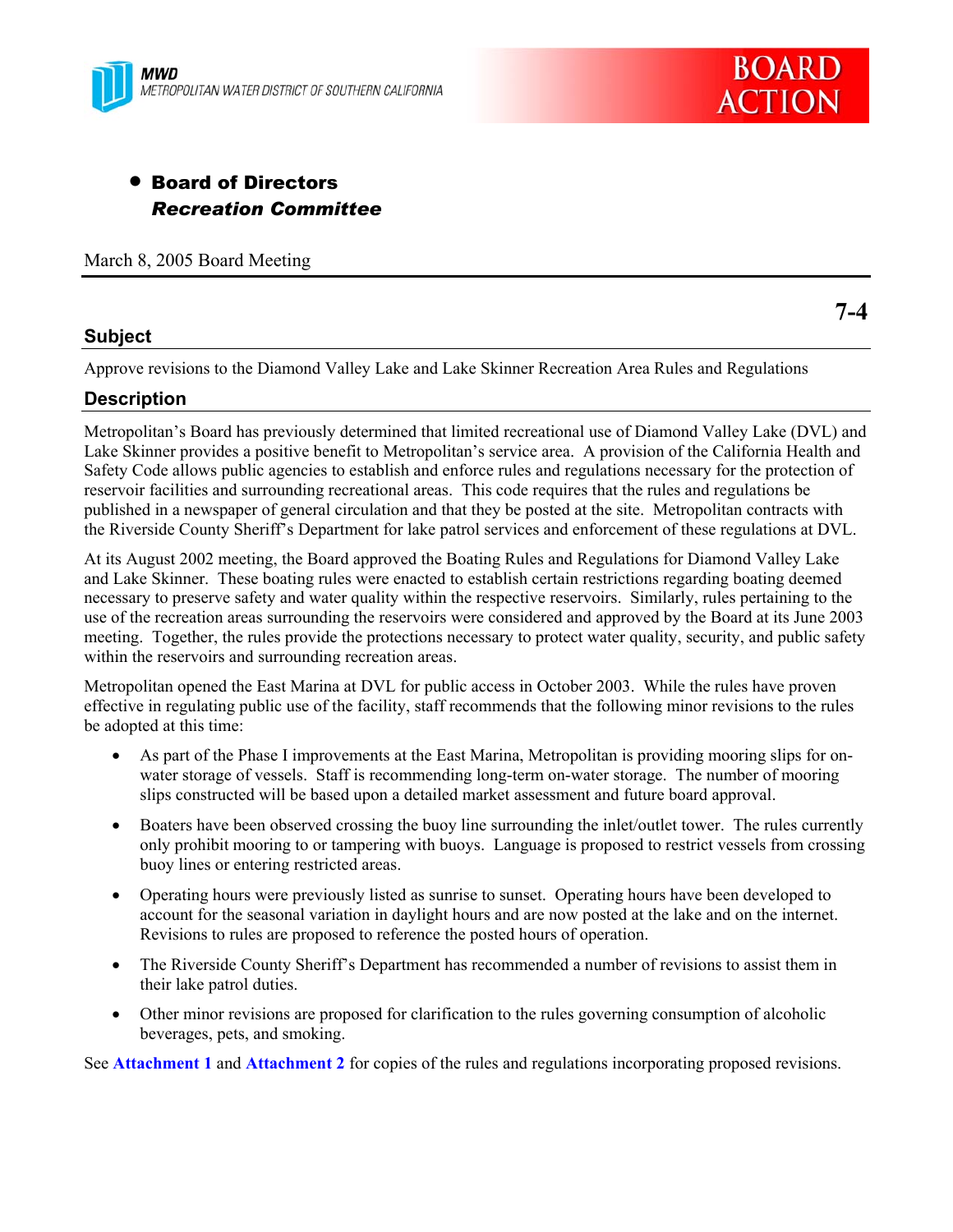MWD
METROPOLITAN WATER DISTRICT OF SOUTHERN CALIFORNIA

BOARD ACTION

- **Board of Directors**
  ***Recreation Committee***

March 8, 2005 Board Meeting

**7-4**

## Subject

Approve revisions to the Diamond Valley Lake and Lake Skinner Recreation Area Rules and Regulations

## Description

Metropolitan's Board has previously determined that limited recreational use of Diamond Valley Lake (DVL) and Lake Skinner provides a positive benefit to Metropolitan's service area. A provision of the California Health and Safety Code allows public agencies to establish and enforce rules and regulations necessary for the protection of reservoir facilities and surrounding recreational areas. This code requires that the rules and regulations be published in a newspaper of general circulation and that they be posted at the site. Metropolitan contracts with the Riverside County Sheriff's Department for lake patrol services and enforcement of these regulations at DVL.

At its August 2002 meeting, the Board approved the Boating Rules and Regulations for Diamond Valley Lake and Lake Skinner. These boating rules were enacted to establish certain restrictions regarding boating deemed necessary to preserve safety and water quality within the respective reservoirs. Similarly, rules pertaining to the use of the recreation areas surrounding the reservoirs were considered and approved by the Board at its June 2003 meeting. Together, the rules provide the protections necessary to protect water quality, security, and public safety within the reservoirs and surrounding recreation areas.

Metropolitan opened the East Marina at DVL for public access in October 2003. While the rules have proven effective in regulating public use of the facility, staff recommends that the following minor revisions to the rules be adopted at this time:

- As part of the Phase I improvements at the East Marina, Metropolitan is providing mooring slips for on-water storage of vessels. Staff is recommending long-term on-water storage. The number of mooring slips constructed will be based upon a detailed market assessment and future board approval.
- Boaters have been observed crossing the buoy line surrounding the inlet/outlet tower. The rules currently only prohibit mooring to or tampering with buoys. Language is proposed to restrict vessels from crossing buoy lines or entering restricted areas.
- Operating hours were previously listed as sunrise to sunset. Operating hours have been developed to account for the seasonal variation in daylight hours and are now posted at the lake and on the internet. Revisions to rules are proposed to reference the posted hours of operation.
- The Riverside County Sheriff's Department has recommended a number of revisions to assist them in their lake patrol duties.
- Other minor revisions are proposed for clarification to the rules governing consumption of alcoholic beverages, pets, and smoking.

See **Attachment 1** and **Attachment 2** for copies of the rules and regulations incorporating proposed revisions.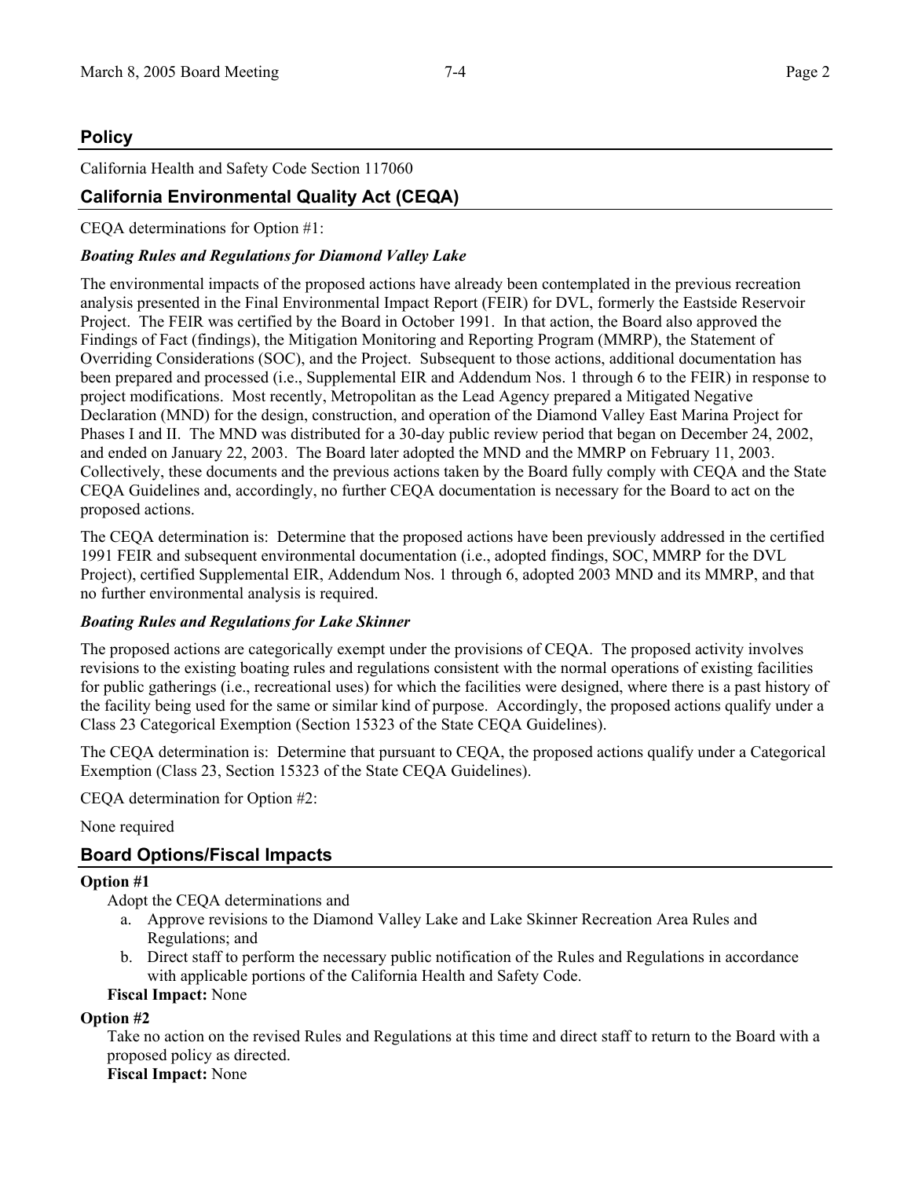## Policy

California Health and Safety Code Section 117060

## California Environmental Quality Act (CEQA)

CEQA determinations for Option #1:

***Boating Rules and Regulations for Diamond Valley Lake***

The environmental impacts of the proposed actions have already been contemplated in the previous recreation analysis presented in the Final Environmental Impact Report (FEIR) for DVL, formerly the Eastside Reservoir Project. The FEIR was certified by the Board in October 1991. In that action, the Board also approved the Findings of Fact (findings), the Mitigation Monitoring and Reporting Program (MMRP), the Statement of Overriding Considerations (SOC), and the Project. Subsequent to those actions, additional documentation has been prepared and processed (i.e., Supplemental EIR and Addendum Nos. 1 through 6 to the FEIR) in response to project modifications. Most recently, Metropolitan as the Lead Agency prepared a Mitigated Negative Declaration (MND) for the design, construction, and operation of the Diamond Valley East Marina Project for Phases I and II. The MND was distributed for a 30-day public review period that began on December 24, 2002, and ended on January 22, 2003. The Board later adopted the MND and the MMRP on February 11, 2003. Collectively, these documents and the previous actions taken by the Board fully comply with CEQA and the State CEQA Guidelines and, accordingly, no further CEQA documentation is necessary for the Board to act on the proposed actions.

The CEQA determination is: Determine that the proposed actions have been previously addressed in the certified 1991 FEIR and subsequent environmental documentation (i.e., adopted findings, SOC, MMRP for the DVL Project), certified Supplemental EIR, Addendum Nos. 1 through 6, adopted 2003 MND and its MMRP, and that no further environmental analysis is required.

***Boating Rules and Regulations for Lake Skinner***

The proposed actions are categorically exempt under the provisions of CEQA. The proposed activity involves revisions to the existing boating rules and regulations consistent with the normal operations of existing facilities for public gatherings (i.e., recreational uses) for which the facilities were designed, where there is a past history of the facility being used for the same or similar kind of purpose. Accordingly, the proposed actions qualify under a Class 23 Categorical Exemption (Section 15323 of the State CEQA Guidelines).

The CEQA determination is: Determine that pursuant to CEQA, the proposed actions qualify under a Categorical Exemption (Class 23, Section 15323 of the State CEQA Guidelines).

CEQA determination for Option #2:

None required

## Board Options/Fiscal Impacts

**Option #1**

Adopt the CEQA determinations and

a. Approve revisions to the Diamond Valley Lake and Lake Skinner Recreation Area Rules and Regulations; and
b. Direct staff to perform the necessary public notification of the Rules and Regulations in accordance with applicable portions of the California Health and Safety Code.

**Fiscal Impact:** None

**Option #2**

Take no action on the revised Rules and Regulations at this time and direct staff to return to the Board with a proposed policy as directed.

**Fiscal Impact:** None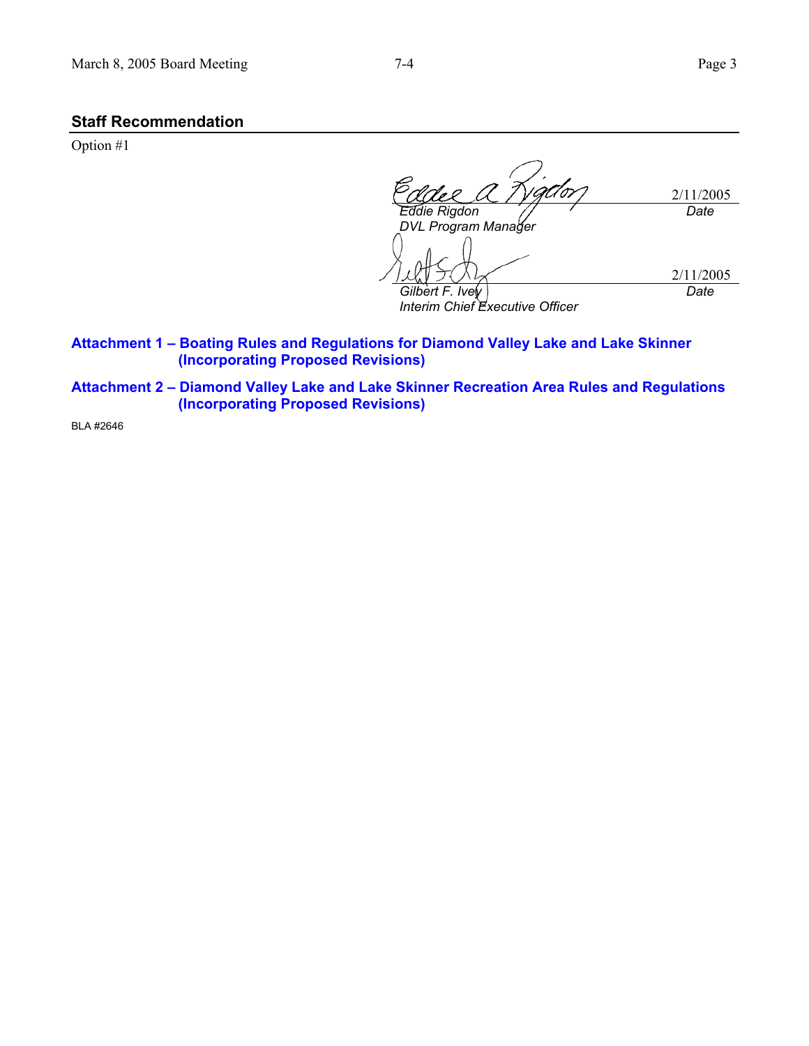## Staff Recommendation

Option #1

| | |
|---|---|
| *Eddie Rigdon* | 2/11/2005 |
| *DVL Program Manager* | *Date* |

| | |
|---|---|
| *Gilbert F. Ivey* | 2/11/2005 |
| *Interim Chief Executive Officer* | *Date* |

**Attachment 1 – Boating Rules and Regulations for Diamond Valley Lake and Lake Skinner (Incorporating Proposed Revisions)**

**Attachment 2 – Diamond Valley Lake and Lake Skinner Recreation Area Rules and Regulations (Incorporating Proposed Revisions)**

BLA #2646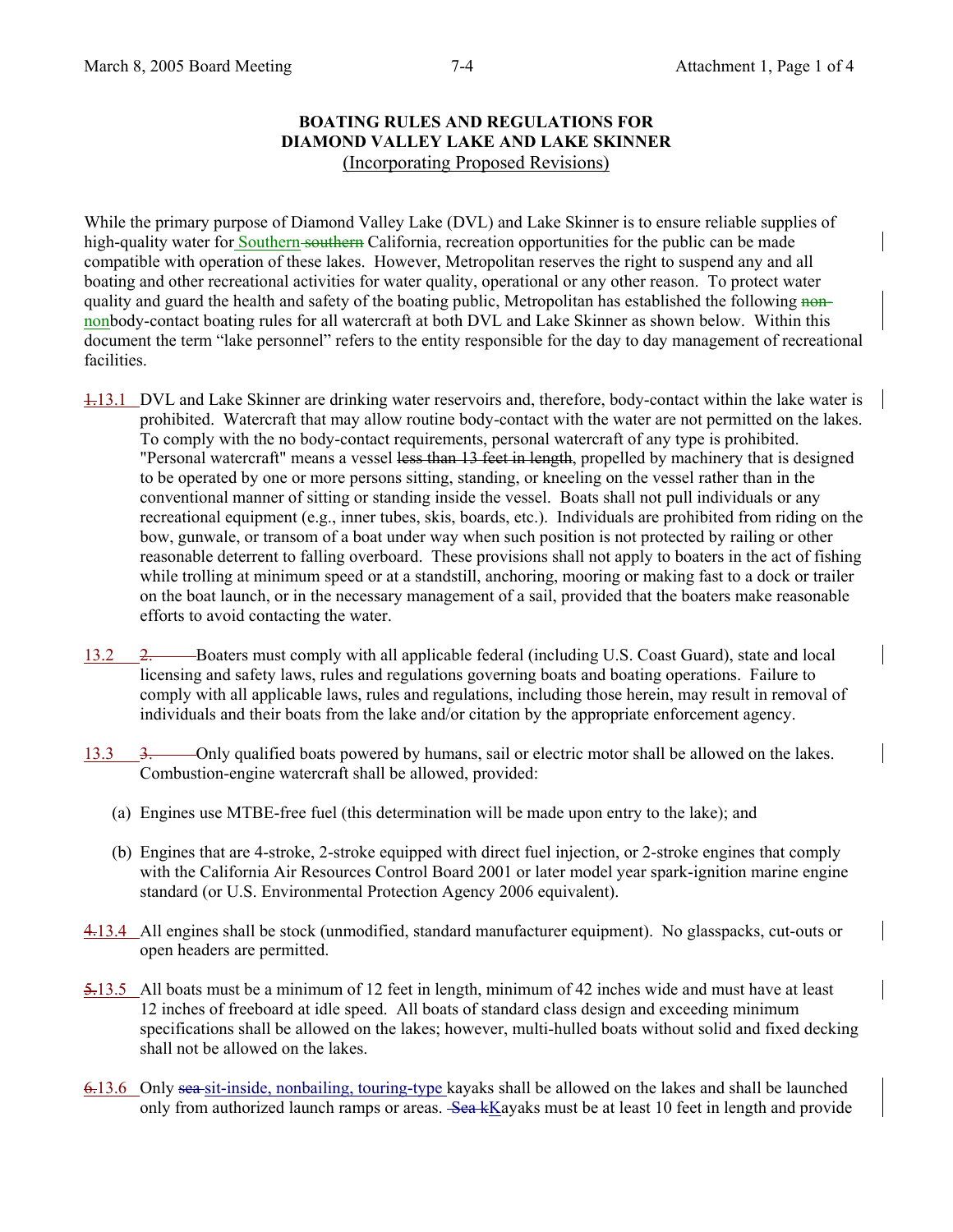**BOATING RULES AND REGULATIONS FOR DIAMOND VALLEY LAKE AND LAKE SKINNER**

(Incorporating Proposed Revisions)

While the primary purpose of Diamond Valley Lake (DVL) and Lake Skinner is to ensure reliable supplies of high-quality water for Southern ~~southern~~ California, recreation opportunities for the public can be made compatible with operation of these lakes. However, Metropolitan reserves the right to suspend any and all boating and other recreational activities for water quality, operational or any other reason. To protect water quality and guard the health and safety of the boating public, Metropolitan has established the following ~~non-~~ nonbody-contact boating rules for all watercraft at both DVL and Lake Skinner as shown below. Within this document the term "lake personnel" refers to the entity responsible for the day to day management of recreational facilities.

~~1.~~13.1 DVL and Lake Skinner are drinking water reservoirs and, therefore, body-contact within the lake water is prohibited. Watercraft that may allow routine body-contact with the water are not permitted on the lakes. To comply with the no body-contact requirements, personal watercraft of any type is prohibited. "Personal watercraft" means a vessel ~~less than 13 feet in length,~~ propelled by machinery that is designed to be operated by one or more persons sitting, standing, or kneeling on the vessel rather than in the conventional manner of sitting or standing inside the vessel. Boats shall not pull individuals or any recreational equipment (e.g., inner tubes, skis, boards, etc.). Individuals are prohibited from riding on the bow, gunwale, or transom of a boat under way when such position is not protected by railing or other reasonable deterrent to falling overboard. These provisions shall not apply to boaters in the act of fishing while trolling at minimum speed or at a standstill, anchoring, mooring or making fast to a dock or trailer on the boat launch, or in the necessary management of a sail, provided that the boaters make reasonable efforts to avoid contacting the water.

13.2 ~~2.~~ Boaters must comply with all applicable federal (including U.S. Coast Guard), state and local licensing and safety laws, rules and regulations governing boats and boating operations. Failure to comply with all applicable laws, rules and regulations, including those herein, may result in removal of individuals and their boats from the lake and/or citation by the appropriate enforcement agency.

13.3 ~~3.~~ Only qualified boats powered by humans, sail or electric motor shall be allowed on the lakes. Combustion-engine watercraft shall be allowed, provided:

(a) Engines use MTBE-free fuel (this determination will be made upon entry to the lake); and

(b) Engines that are 4-stroke, 2-stroke equipped with direct fuel injection, or 2-stroke engines that comply with the California Air Resources Control Board 2001 or later model year spark-ignition marine engine standard (or U.S. Environmental Protection Agency 2006 equivalent).

~~4.~~13.4 All engines shall be stock (unmodified, standard manufacturer equipment). No glasspacks, cut-outs or open headers are permitted.

~~5.~~13.5 All boats must be a minimum of 12 feet in length, minimum of 42 inches wide and must have at least 12 inches of freeboard at idle speed. All boats of standard class design and exceeding minimum specifications shall be allowed on the lakes; however, multi-hulled boats without solid and fixed decking shall not be allowed on the lakes.

~~6.~~13.6 Only ~~sea~~ sit-inside, nonbailing, touring-type kayaks shall be allowed on the lakes and shall be launched only from authorized launch ramps or areas. ~~Sea k~~Kayaks must be at least 10 feet in length and provide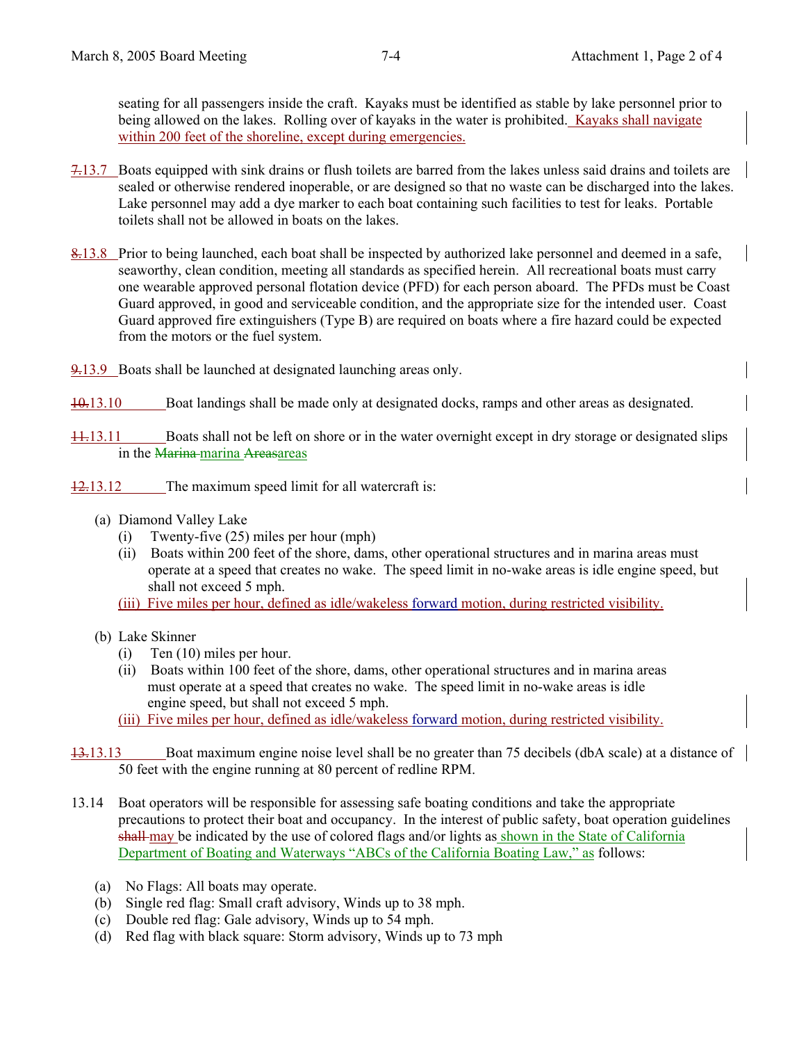seating for all passengers inside the craft. Kayaks must be identified as stable by lake personnel prior to being allowed on the lakes. Rolling over of kayaks in the water is prohibited. Kayaks shall navigate within 200 feet of the shoreline, except during emergencies.

~~7.~~13.7 Boats equipped with sink drains or flush toilets are barred from the lakes unless said drains and toilets are sealed or otherwise rendered inoperable, or are designed so that no waste can be discharged into the lakes. Lake personnel may add a dye marker to each boat containing such facilities to test for leaks. Portable toilets shall not be allowed in boats on the lakes.

~~8.~~13.8 Prior to being launched, each boat shall be inspected by authorized lake personnel and deemed in a safe, seaworthy, clean condition, meeting all standards as specified herein. All recreational boats must carry one wearable approved personal flotation device (PFD) for each person aboard. The PFDs must be Coast Guard approved, in good and serviceable condition, and the appropriate size for the intended user. Coast Guard approved fire extinguishers (Type B) are required on boats where a fire hazard could be expected from the motors or the fuel system.

~~9.~~13.9 Boats shall be launched at designated launching areas only.

~~10.~~13.10 Boat landings shall be made only at designated docks, ramps and other areas as designated.

~~11.~~13.11 Boats shall not be left on shore or in the water overnight except in dry storage or designated slips in the ~~Marina~~ marina ~~Areas~~areas

~~12.~~13.12 The maximum speed limit for all watercraft is:

(a) Diamond Valley Lake
   - (i) Twenty-five (25) miles per hour (mph)
   - (ii) Boats within 200 feet of the shore, dams, other operational structures and in marina areas must operate at a speed that creates no wake. The speed limit in no-wake areas is idle engine speed, but shall not exceed 5 mph.
   - (iii) Five miles per hour, defined as idle/wakeless forward motion, during restricted visibility.

(b) Lake Skinner
   - (i) Ten (10) miles per hour.
   - (ii) Boats within 100 feet of the shore, dams, other operational structures and in marina areas must operate at a speed that creates no wake. The speed limit in no-wake areas is idle engine speed, but shall not exceed 5 mph.
   - (iii) Five miles per hour, defined as idle/wakeless forward motion, during restricted visibility.

~~13.~~13.13 Boat maximum engine noise level shall be no greater than 75 decibels (dbA scale) at a distance of 50 feet with the engine running at 80 percent of redline RPM.

13.14 Boat operators will be responsible for assessing safe boating conditions and take the appropriate precautions to protect their boat and occupancy. In the interest of public safety, boat operation guidelines ~~shall~~ may be indicated by the use of colored flags and/or lights as shown in the State of California Department of Boating and Waterways "ABCs of the California Boating Law," as follows:

(a) No Flags: All boats may operate.
(b) Single red flag: Small craft advisory, Winds up to 38 mph.
(c) Double red flag: Gale advisory, Winds up to 54 mph.
(d) Red flag with black square: Storm advisory, Winds up to 73 mph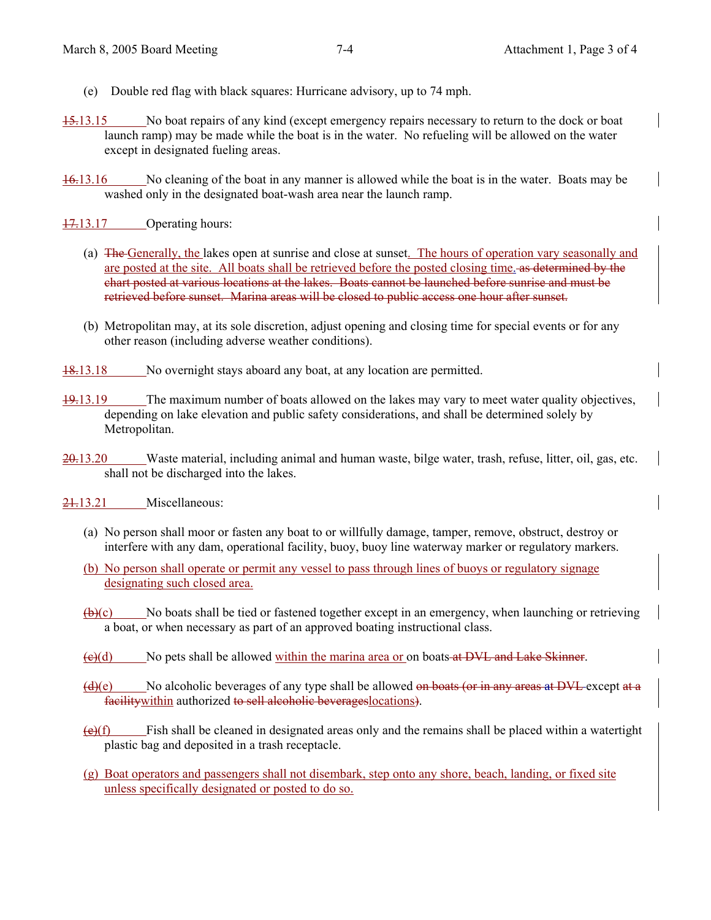(e) Double red flag with black squares: Hurricane advisory, up to 74 mph.

~~15.~~13.15 No boat repairs of any kind (except emergency repairs necessary to return to the dock or boat launch ramp) may be made while the boat is in the water. No refueling will be allowed on the water except in designated fueling areas.

~~16.~~13.16 No cleaning of the boat in any manner is allowed while the boat is in the water. Boats may be washed only in the designated boat-wash area near the launch ramp.

~~17.~~13.17 Operating hours:

(a) ~~The~~ Generally, the lakes open at sunrise and close at sunset. The hours of operation vary seasonally and are posted at the site. All boats shall be retrieved before the posted closing time. ~~as determined by the chart posted at various locations at the lakes. Boats cannot be launched before sunrise and must be retrieved before sunset. Marina areas will be closed to public access one hour after sunset.~~

(b) Metropolitan may, at its sole discretion, adjust opening and closing time for special events or for any other reason (including adverse weather conditions).

~~18.~~13.18 No overnight stays aboard any boat, at any location are permitted.

~~19.~~13.19 The maximum number of boats allowed on the lakes may vary to meet water quality objectives, depending on lake elevation and public safety considerations, and shall be determined solely by Metropolitan.

~~20.~~13.20 Waste material, including animal and human waste, bilge water, trash, refuse, litter, oil, gas, etc. shall not be discharged into the lakes.

~~21.~~13.21 Miscellaneous:

(a) No person shall moor or fasten any boat to or willfully damage, tamper, remove, obstruct, destroy or interfere with any dam, operational facility, buoy, buoy line waterway marker or regulatory markers.

(b) No person shall operate or permit any vessel to pass through lines of buoys or regulatory signage designating such closed area.

~~(b)~~(c) No boats shall be tied or fastened together except in an emergency, when launching or retrieving a boat, or when necessary as part of an approved boating instructional class.

~~(c)~~(d) No pets shall be allowed within the marina area or on boats ~~at DVL and Lake Skinner~~.

~~(d)~~(e) No alcoholic beverages of any type shall be allowed ~~on boats (or in any areas~~ at ~~DVL~~ except ~~at a facility~~within authorized ~~to sell alcoholic beverages~~locations~~)~~.

~~(e)~~(f) Fish shall be cleaned in designated areas only and the remains shall be placed within a watertight plastic bag and deposited in a trash receptacle.

(g) Boat operators and passengers shall not disembark, step onto any shore, beach, landing, or fixed site unless specifically designated or posted to do so.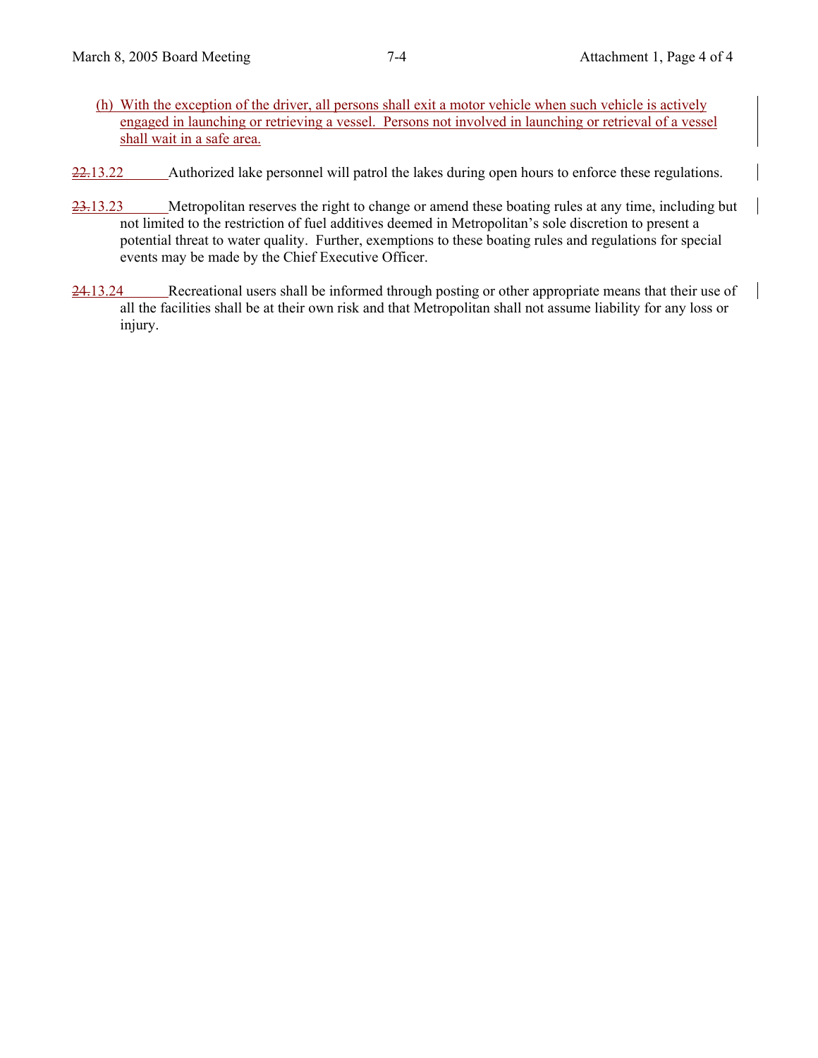(h) With the exception of the driver, all persons shall exit a motor vehicle when such vehicle is actively engaged in launching or retrieving a vessel. Persons not involved in launching or retrieval of a vessel shall wait in a safe area.

~~22.~~13.22 Authorized lake personnel will patrol the lakes during open hours to enforce these regulations.

~~23.~~13.23 Metropolitan reserves the right to change or amend these boating rules at any time, including but not limited to the restriction of fuel additives deemed in Metropolitan's sole discretion to present a potential threat to water quality. Further, exemptions to these boating rules and regulations for special events may be made by the Chief Executive Officer.

~~24.~~13.24 Recreational users shall be informed through posting or other appropriate means that their use of all the facilities shall be at their own risk and that Metropolitan shall not assume liability for any loss or injury.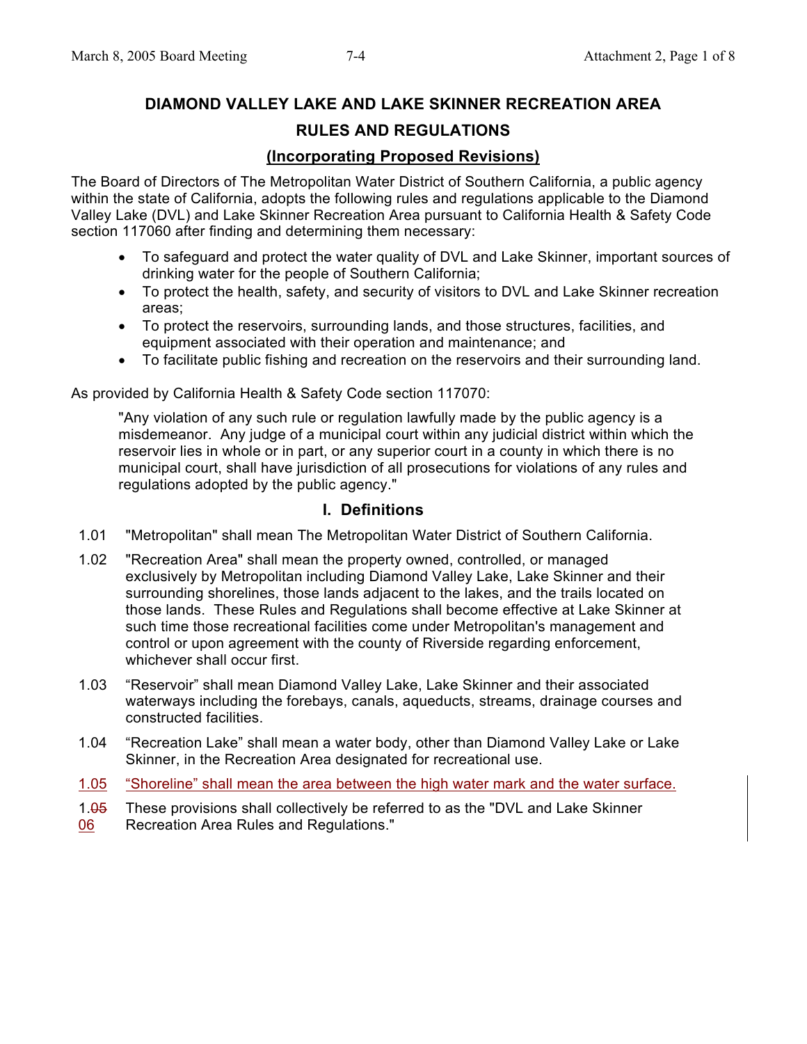# DIAMOND VALLEY LAKE AND LAKE SKINNER RECREATION AREA

## RULES AND REGULATIONS

### (Incorporating Proposed Revisions)

The Board of Directors of The Metropolitan Water District of Southern California, a public agency within the state of California, adopts the following rules and regulations applicable to the Diamond Valley Lake (DVL) and Lake Skinner Recreation Area pursuant to California Health & Safety Code section 117060 after finding and determining them necessary:

- To safeguard and protect the water quality of DVL and Lake Skinner, important sources of drinking water for the people of Southern California;
- To protect the health, safety, and security of visitors to DVL and Lake Skinner recreation areas;
- To protect the reservoirs, surrounding lands, and those structures, facilities, and equipment associated with their operation and maintenance; and
- To facilitate public fishing and recreation on the reservoirs and their surrounding land.

As provided by California Health & Safety Code section 117070:

> "Any violation of any such rule or regulation lawfully made by the public agency is a misdemeanor. Any judge of a municipal court within any judicial district within which the reservoir lies in whole or in part, or any superior court in a county in which there is no municipal court, shall have jurisdiction of all prosecutions for violations of any rules and regulations adopted by the public agency."

## I. Definitions

1.01 "Metropolitan" shall mean The Metropolitan Water District of Southern California.

1.02 "Recreation Area" shall mean the property owned, controlled, or managed exclusively by Metropolitan including Diamond Valley Lake, Lake Skinner and their surrounding shorelines, those lands adjacent to the lakes, and the trails located on those lands. These Rules and Regulations shall become effective at Lake Skinner at such time those recreational facilities come under Metropolitan's management and control or upon agreement with the county of Riverside regarding enforcement, whichever shall occur first.

1.03 "Reservoir" shall mean Diamond Valley Lake, Lake Skinner and their associated waterways including the forebays, canals, aqueducts, streams, drainage courses and constructed facilities.

1.04 "Recreation Lake" shall mean a water body, other than Diamond Valley Lake or Lake Skinner, in the Recreation Area designated for recreational use.

<u>1.05 "Shoreline" shall mean the area between the high water mark and the water surface.</u>

1.~~05~~ <u>06</u> These provisions shall collectively be referred to as the "DVL and Lake Skinner Recreation Area Rules and Regulations."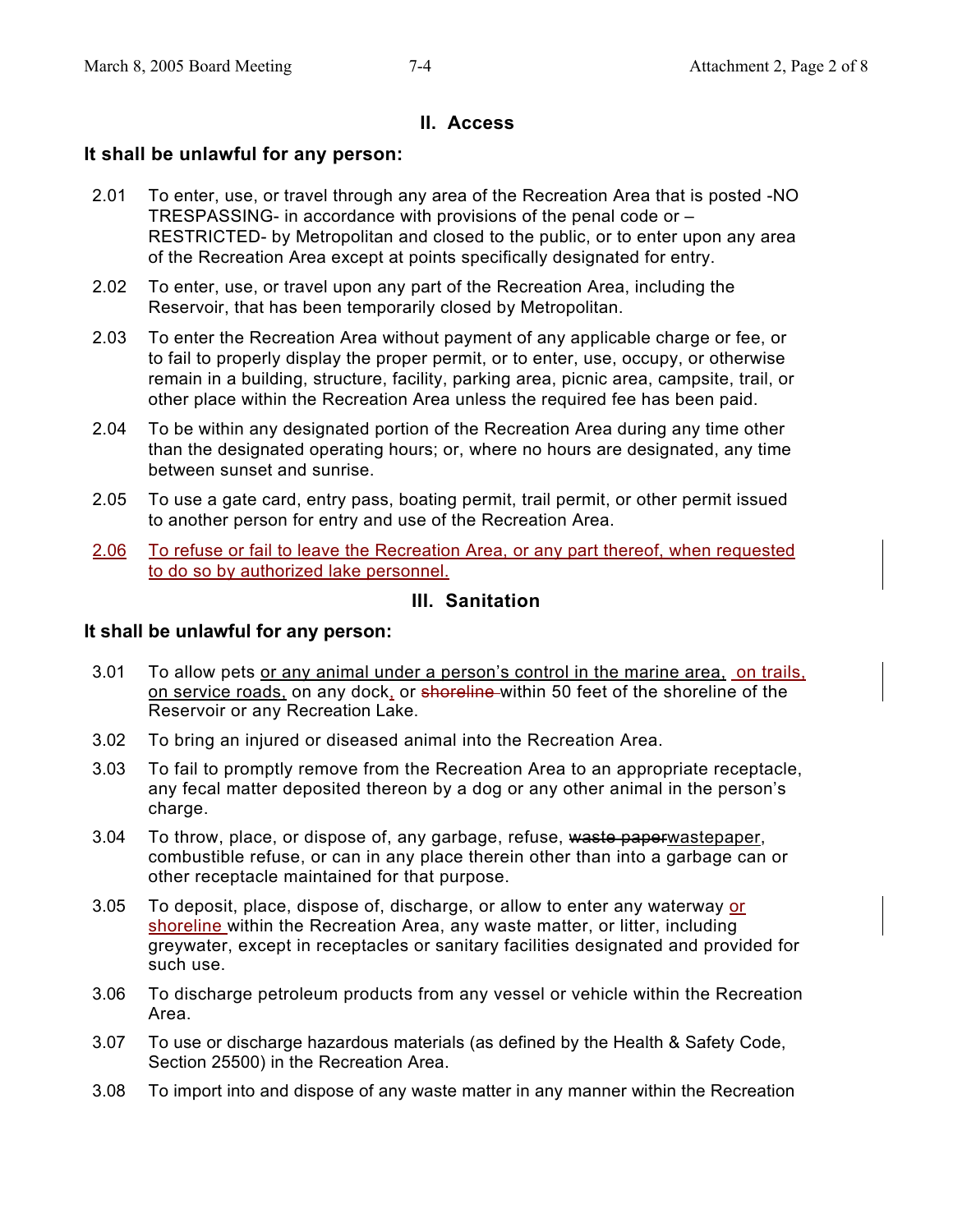## II. Access

**It shall be unlawful for any person:**

2.01 To enter, use, or travel through any area of the Recreation Area that is posted -NO TRESPASSING- in accordance with provisions of the penal code or –RESTRICTED- by Metropolitan and closed to the public, or to enter upon any area of the Recreation Area except at points specifically designated for entry.

2.02 To enter, use, or travel upon any part of the Recreation Area, including the Reservoir, that has been temporarily closed by Metropolitan.

2.03 To enter the Recreation Area without payment of any applicable charge or fee, or to fail to properly display the proper permit, or to enter, use, occupy, or otherwise remain in a building, structure, facility, parking area, picnic area, campsite, trail, or other place within the Recreation Area unless the required fee has been paid.

2.04 To be within any designated portion of the Recreation Area during any time other than the designated operating hours; or, where no hours are designated, any time between sunset and sunrise.

2.05 To use a gate card, entry pass, boating permit, trail permit, or other permit issued to another person for entry and use of the Recreation Area.

<u>2.06 To refuse or fail to leave the Recreation Area, or any part thereof, when requested to do so by authorized lake personnel.</u>

## III. Sanitation

**It shall be unlawful for any person:**

3.01 To allow pets <u>or any animal under a person's control in the marine area, on trails, on service roads,</u> on any dock<u>,</u> or ~~shoreline~~ within 50 feet of the shoreline of the Reservoir or any Recreation Lake.

3.02 To bring an injured or diseased animal into the Recreation Area.

3.03 To fail to promptly remove from the Recreation Area to an appropriate receptacle, any fecal matter deposited thereon by a dog or any other animal in the person's charge.

3.04 To throw, place, or dispose of, any garbage, refuse, ~~waste paper~~<u>wastepaper</u>, combustible refuse, or can in any place therein other than into a garbage can or other receptacle maintained for that purpose.

3.05 To deposit, place, dispose of, discharge, or allow to enter any waterway <u>or shoreline</u> within the Recreation Area, any waste matter, or litter, including greywater, except in receptacles or sanitary facilities designated and provided for such use.

3.06 To discharge petroleum products from any vessel or vehicle within the Recreation Area.

3.07 To use or discharge hazardous materials (as defined by the Health & Safety Code, Section 25500) in the Recreation Area.

3.08 To import into and dispose of any waste matter in any manner within the Recreation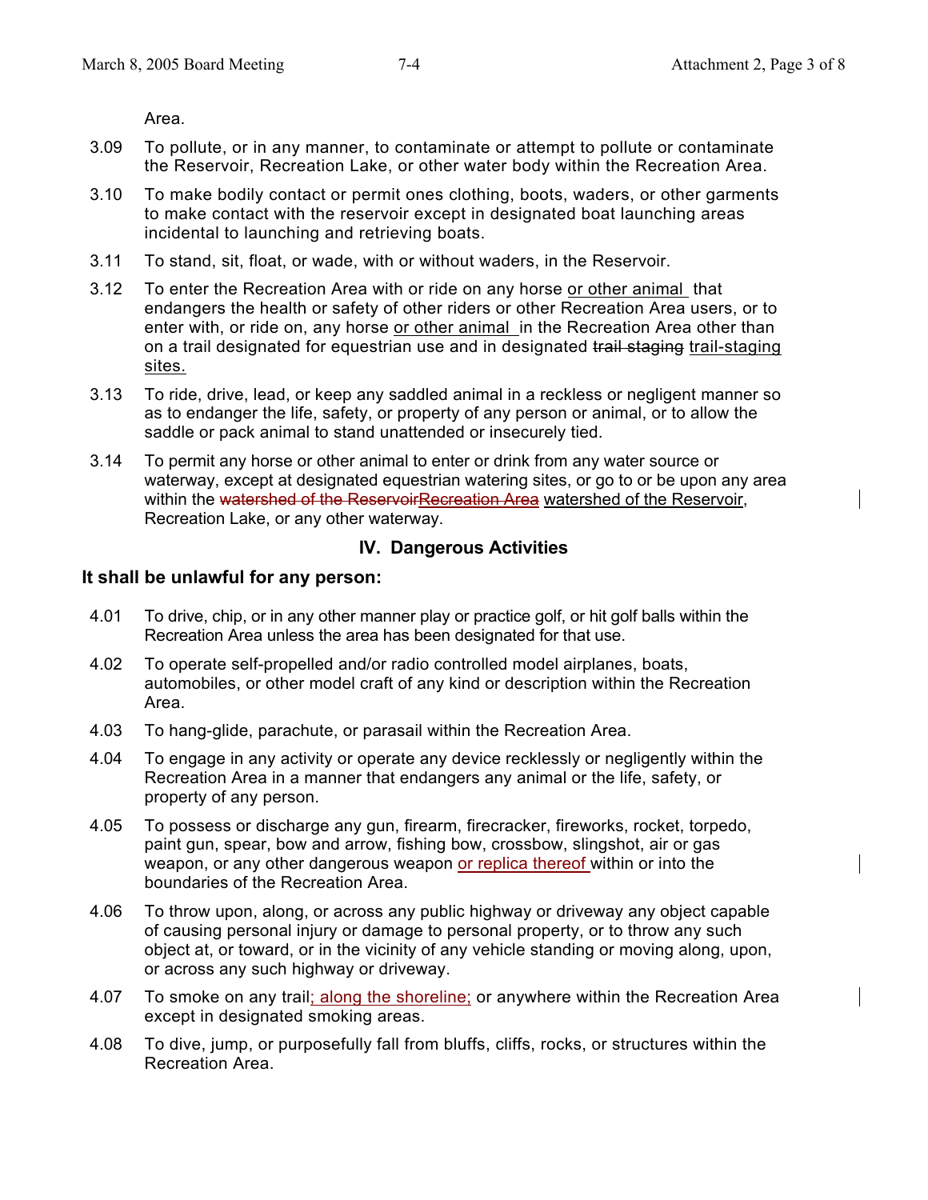Area.

3.09 To pollute, or in any manner, to contaminate or attempt to pollute or contaminate the Reservoir, Recreation Lake, or other water body within the Recreation Area.

3.10 To make bodily contact or permit ones clothing, boots, waders, or other garments to make contact with the reservoir except in designated boat launching areas incidental to launching and retrieving boats.

3.11 To stand, sit, float, or wade, with or without waders, in the Reservoir.

3.12 To enter the Recreation Area with or ride on any horse <u>or other animal</u> that endangers the health or safety of other riders or other Recreation Area users, or to enter with, or ride on, any horse <u>or other animal</u> in the Recreation Area other than on a trail designated for equestrian use and in designated ~~trail staging~~ <u>trail-staging sites.</u>

3.13 To ride, drive, lead, or keep any saddled animal in a reckless or negligent manner so as to endanger the life, safety, or property of any person or animal, or to allow the saddle or pack animal to stand unattended or insecurely tied.

3.14 To permit any horse or other animal to enter or drink from any water source or waterway, except at designated equestrian watering sites, or go to or be upon any area within the ~~watershed of the Reservoir~~~~Recreation Area~~ <u>watershed of the Reservoir</u>, Recreation Lake, or any other waterway.

## IV. Dangerous Activities

**It shall be unlawful for any person:**

4.01 To drive, chip, or in any other manner play or practice golf, or hit golf balls within the Recreation Area unless the area has been designated for that use.

4.02 To operate self-propelled and/or radio controlled model airplanes, boats, automobiles, or other model craft of any kind or description within the Recreation Area.

4.03 To hang-glide, parachute, or parasail within the Recreation Area.

4.04 To engage in any activity or operate any device recklessly or negligently within the Recreation Area in a manner that endangers any animal or the life, safety, or property of any person.

4.05 To possess or discharge any gun, firearm, firecracker, fireworks, rocket, torpedo, paint gun, spear, bow and arrow, fishing bow, crossbow, slingshot, air or gas weapon, or any other dangerous weapon <u>or replica thereof</u> within or into the boundaries of the Recreation Area.

4.06 To throw upon, along, or across any public highway or driveway any object capable of causing personal injury or damage to personal property, or to throw any such object at, or toward, or in the vicinity of any vehicle standing or moving along, upon, or across any such highway or driveway.

4.07 To smoke on any trail<u>; along the shoreline;</u> or anywhere within the Recreation Area except in designated smoking areas.

4.08 To dive, jump, or purposefully fall from bluffs, cliffs, rocks, or structures within the Recreation Area.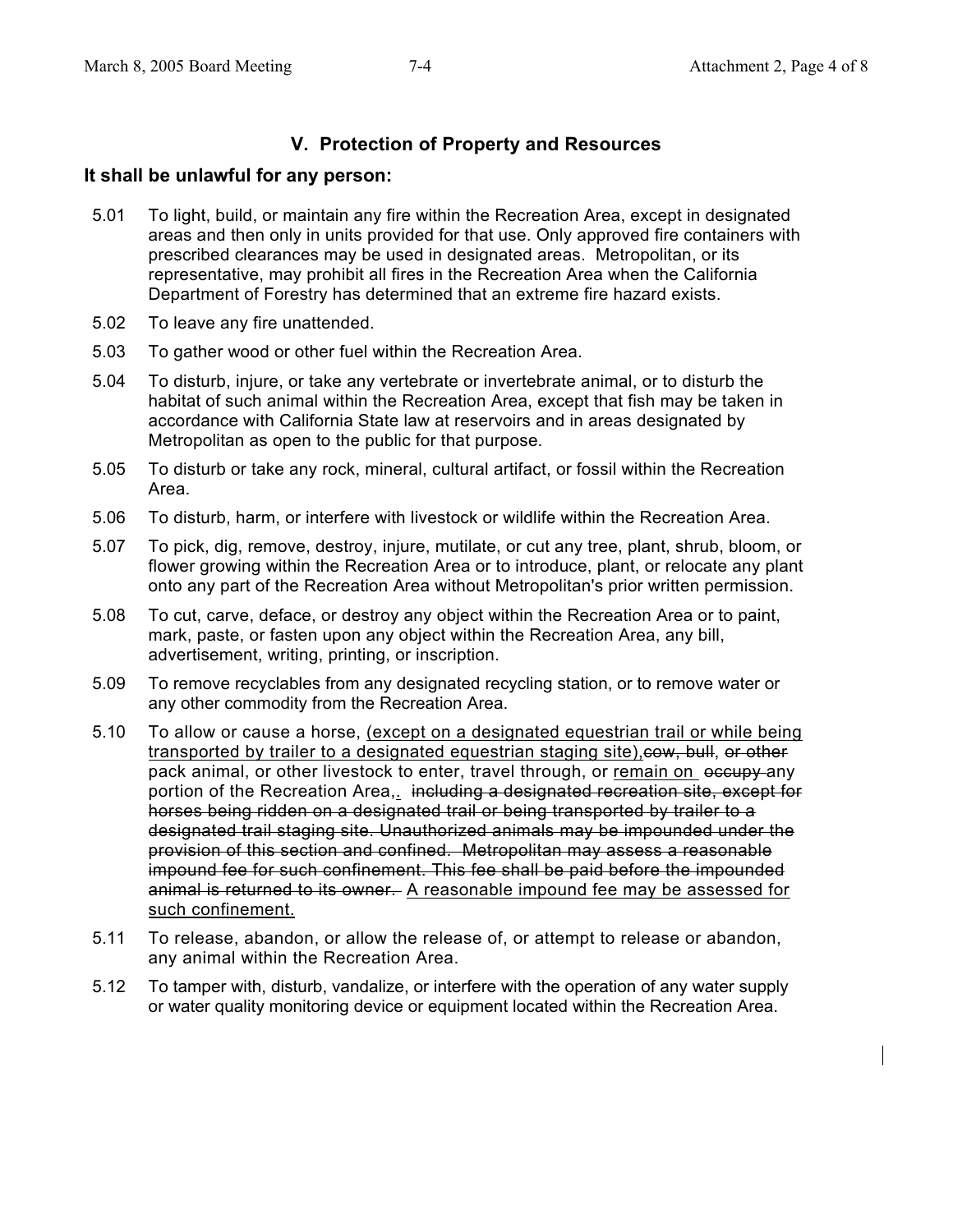## V. Protection of Property and Resources

**It shall be unlawful for any person:**

5.01 To light, build, or maintain any fire within the Recreation Area, except in designated areas and then only in units provided for that use. Only approved fire containers with prescribed clearances may be used in designated areas. Metropolitan, or its representative, may prohibit all fires in the Recreation Area when the California Department of Forestry has determined that an extreme fire hazard exists.

5.02 To leave any fire unattended.

5.03 To gather wood or other fuel within the Recreation Area.

5.04 To disturb, injure, or take any vertebrate or invertebrate animal, or to disturb the habitat of such animal within the Recreation Area, except that fish may be taken in accordance with California State law at reservoirs and in areas designated by Metropolitan as open to the public for that purpose.

5.05 To disturb or take any rock, mineral, cultural artifact, or fossil within the Recreation Area.

5.06 To disturb, harm, or interfere with livestock or wildlife within the Recreation Area.

5.07 To pick, dig, remove, destroy, injure, mutilate, or cut any tree, plant, shrub, bloom, or flower growing within the Recreation Area or to introduce, plant, or relocate any plant onto any part of the Recreation Area without Metropolitan's prior written permission.

5.08 To cut, carve, deface, or destroy any object within the Recreation Area or to paint, mark, paste, or fasten upon any object within the Recreation Area, any bill, advertisement, writing, printing, or inscription.

5.09 To remove recyclables from any designated recycling station, or to remove water or any other commodity from the Recreation Area.

5.10 To allow or cause a horse, <u>(except on a designated equestrian trail or while being transported by trailer to a designated equestrian staging site),</u>~~cow, bull~~, ~~or other~~ pack animal, or other livestock to enter, travel through, or <u>remain on</u> ~~occupy~~ any portion of the Recreation Area,<u>.</u> ~~including a designated recreation site, except for horses being ridden on a designated trail or being transported by trailer to a designated trail staging site. Unauthorized animals may be impounded under the provision of this section and confined. Metropolitan may assess a reasonable impound fee for such confinement. This fee shall be paid before the impounded animal is returned to its owner.~~ <u>A reasonable impound fee may be assessed for such confinement.</u>

5.11 To release, abandon, or allow the release of, or attempt to release or abandon, any animal within the Recreation Area.

5.12 To tamper with, disturb, vandalize, or interfere with the operation of any water supply or water quality monitoring device or equipment located within the Recreation Area.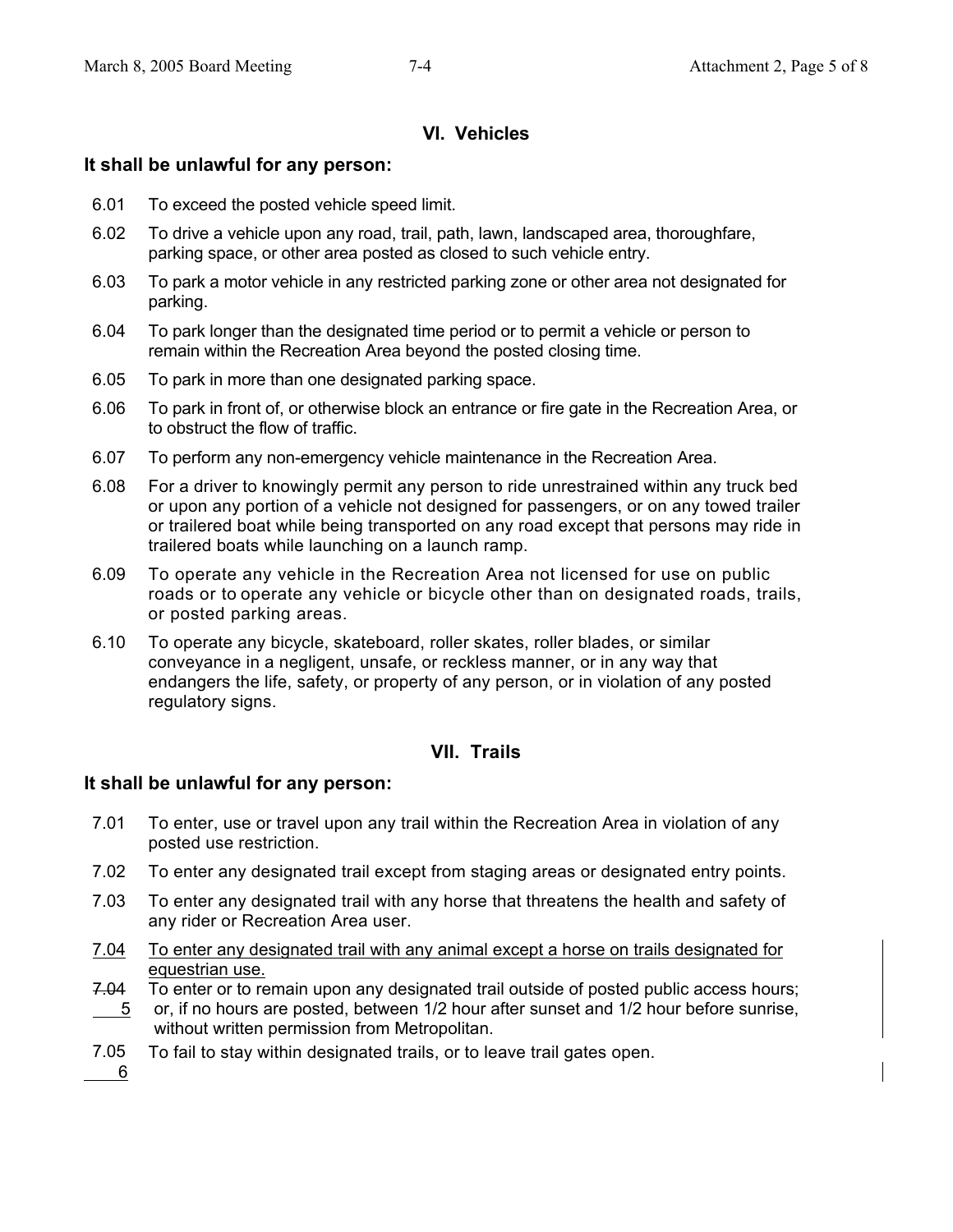## VI. Vehicles

**It shall be unlawful for any person:**

6.01 To exceed the posted vehicle speed limit.

6.02 To drive a vehicle upon any road, trail, path, lawn, landscaped area, thoroughfare, parking space, or other area posted as closed to such vehicle entry.

6.03 To park a motor vehicle in any restricted parking zone or other area not designated for parking.

6.04 To park longer than the designated time period or to permit a vehicle or person to remain within the Recreation Area beyond the posted closing time.

6.05 To park in more than one designated parking space.

6.06 To park in front of, or otherwise block an entrance or fire gate in the Recreation Area, or to obstruct the flow of traffic.

6.07 To perform any non-emergency vehicle maintenance in the Recreation Area.

6.08 For a driver to knowingly permit any person to ride unrestrained within any truck bed or upon any portion of a vehicle not designed for passengers, or on any towed trailer or trailered boat while being transported on any road except that persons may ride in trailered boats while launching on a launch ramp.

6.09 To operate any vehicle in the Recreation Area not licensed for use on public roads or to operate any vehicle or bicycle other than on designated roads, trails, or posted parking areas.

6.10 To operate any bicycle, skateboard, roller skates, roller blades, or similar conveyance in a negligent, unsafe, or reckless manner, or in any way that endangers the life, safety, or property of any person, or in violation of any posted regulatory signs.

## VII. Trails

**It shall be unlawful for any person:**

7.01 To enter, use or travel upon any trail within the Recreation Area in violation of any posted use restriction.

7.02 To enter any designated trail except from staging areas or designated entry points.

7.03 To enter any designated trail with any horse that threatens the health and safety of any rider or Recreation Area user.

<u>7.04 To enter any designated trail with any animal except a horse on trails designated for equestrian use.</u>

~~7.04~~ <u>5</u> To enter or to remain upon any designated trail outside of posted public access hours; or, if no hours are posted, between 1/2 hour after sunset and 1/2 hour before sunrise, without written permission from Metropolitan.

7.05 <u>6</u> To fail to stay within designated trails, or to leave trail gates open.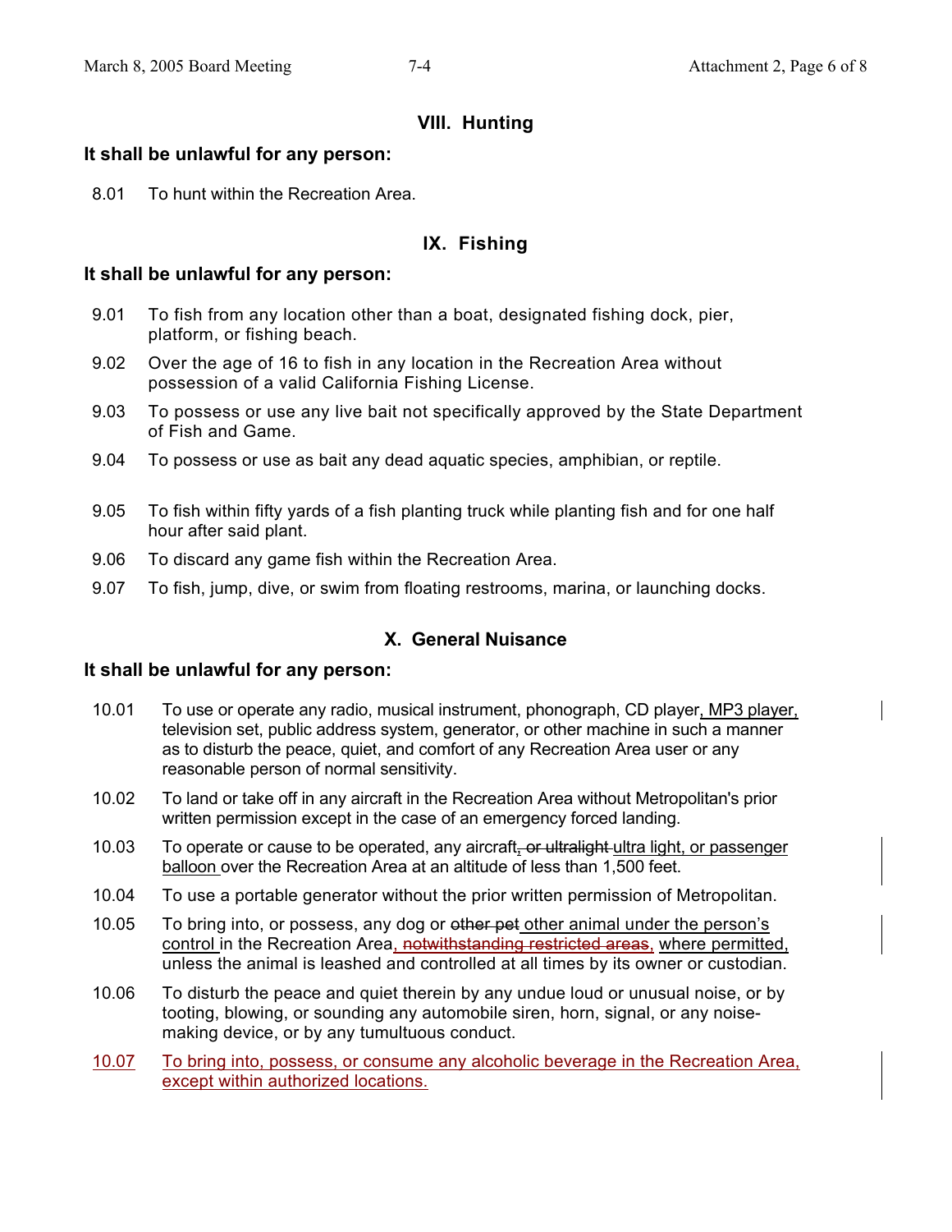## VIII. Hunting

**It shall be unlawful for any person:**

8.01 To hunt within the Recreation Area.

## IX. Fishing

**It shall be unlawful for any person:**

9.01 To fish from any location other than a boat, designated fishing dock, pier, platform, or fishing beach.

9.02 Over the age of 16 to fish in any location in the Recreation Area without possession of a valid California Fishing License.

9.03 To possess or use any live bait not specifically approved by the State Department of Fish and Game.

9.04 To possess or use as bait any dead aquatic species, amphibian, or reptile.

9.05 To fish within fifty yards of a fish planting truck while planting fish and for one half hour after said plant.

9.06 To discard any game fish within the Recreation Area.

9.07 To fish, jump, dive, or swim from floating restrooms, marina, or launching docks.

## X. General Nuisance

**It shall be unlawful for any person:**

10.01 To use or operate any radio, musical instrument, phonograph, CD player<u>, MP3 player,</u> television set, public address system, generator, or other machine in such a manner as to disturb the peace, quiet, and comfort of any Recreation Area user or any reasonable person of normal sensitivity.

10.02 To land or take off in any aircraft in the Recreation Area without Metropolitan's prior written permission except in the case of an emergency forced landing.

10.03 To operate or cause to be operated, any aircraft~~, or ultralight~~ <u>ultra light, or passenger balloon</u> over the Recreation Area at an altitude of less than 1,500 feet.

10.04 To use a portable generator without the prior written permission of Metropolitan.

10.05 To bring into, or possess, any dog or ~~other pet~~ <u>other animal under the person's control</u> in the Recreation Area~~, notwithstanding restricted areas,~~ <u>where permitted,</u> unless the animal is leashed and controlled at all times by its owner or custodian.

10.06 To disturb the peace and quiet therein by any undue loud or unusual noise, or by tooting, blowing, or sounding any automobile siren, horn, signal, or any noise-making device, or by any tumultuous conduct.

<u>10.07 To bring into, possess, or consume any alcoholic beverage in the Recreation Area, except within authorized locations.</u>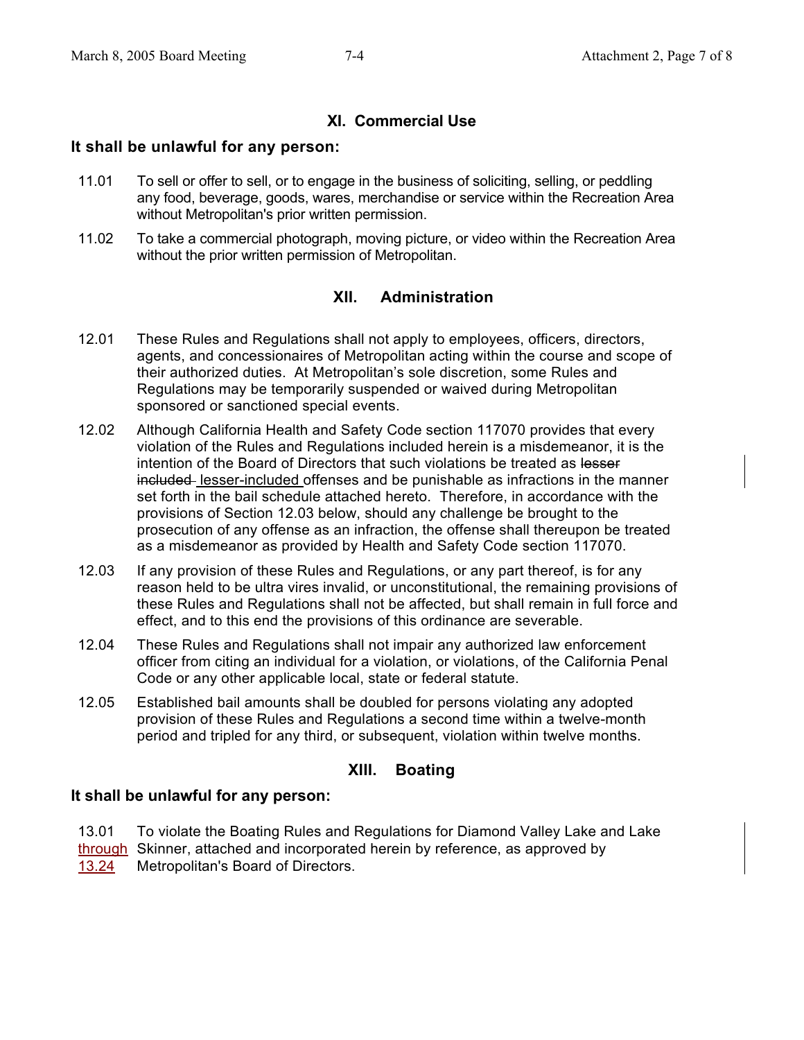## XI. Commercial Use

**It shall be unlawful for any person:**

11.01 To sell or offer to sell, or to engage in the business of soliciting, selling, or peddling any food, beverage, goods, wares, merchandise or service within the Recreation Area without Metropolitan's prior written permission.

11.02 To take a commercial photograph, moving picture, or video within the Recreation Area without the prior written permission of Metropolitan.

## XII. Administration

12.01 These Rules and Regulations shall not apply to employees, officers, directors, agents, and concessionaires of Metropolitan acting within the course and scope of their authorized duties. At Metropolitan's sole discretion, some Rules and Regulations may be temporarily suspended or waived during Metropolitan sponsored or sanctioned special events.

12.02 Although California Health and Safety Code section 117070 provides that every violation of the Rules and Regulations included herein is a misdemeanor, it is the intention of the Board of Directors that such violations be treated as ~~lesser included~~ lesser-included offenses and be punishable as infractions in the manner set forth in the bail schedule attached hereto. Therefore, in accordance with the provisions of Section 12.03 below, should any challenge be brought to the prosecution of any offense as an infraction, the offense shall thereupon be treated as a misdemeanor as provided by Health and Safety Code section 117070.

12.03 If any provision of these Rules and Regulations, or any part thereof, is for any reason held to be ultra vires invalid, or unconstitutional, the remaining provisions of these Rules and Regulations shall not be affected, but shall remain in full force and effect, and to this end the provisions of this ordinance are severable.

12.04 These Rules and Regulations shall not impair any authorized law enforcement officer from citing an individual for a violation, or violations, of the California Penal Code or any other applicable local, state or federal statute.

12.05 Established bail amounts shall be doubled for persons violating any adopted provision of these Rules and Regulations a second time within a twelve-month period and tripled for any third, or subsequent, violation within twelve months.

## XIII. Boating

**It shall be unlawful for any person:**

13.01 through 13.24 To violate the Boating Rules and Regulations for Diamond Valley Lake and Lake Skinner, attached and incorporated herein by reference, as approved by Metropolitan's Board of Directors.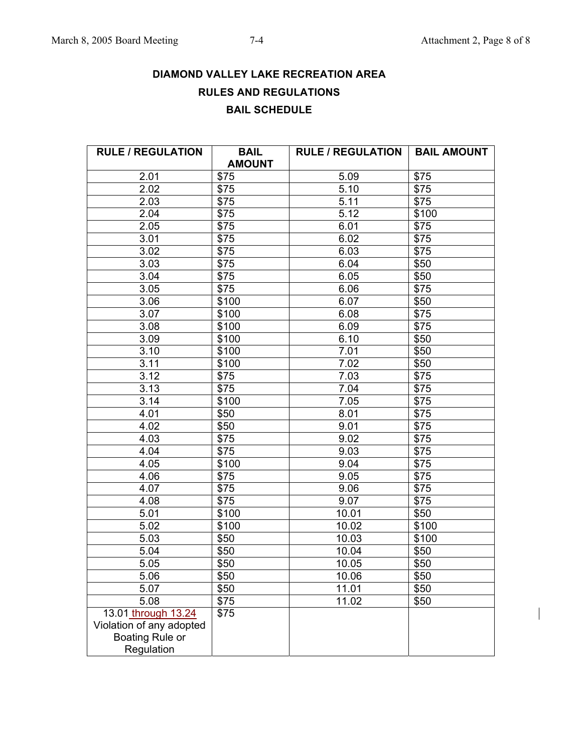**DIAMOND VALLEY LAKE RECREATION AREA**

**RULES AND REGULATIONS**

**BAIL SCHEDULE**

| RULE / REGULATION | BAIL AMOUNT | RULE / REGULATION | BAIL AMOUNT |
|---|---|---|---|
| 2.01 | $75 | 5.09 | $75 |
| 2.02 | $75 | 5.10 | $75 |
| 2.03 | $75 | 5.11 | $75 |
| 2.04 | $75 | 5.12 | $100 |
| 2.05 | $75 | 6.01 | $75 |
| 3.01 | $75 | 6.02 | $75 |
| 3.02 | $75 | 6.03 | $75 |
| 3.03 | $75 | 6.04 | $50 |
| 3.04 | $75 | 6.05 | $50 |
| 3.05 | $75 | 6.06 | $75 |
| 3.06 | $100 | 6.07 | $50 |
| 3.07 | $100 | 6.08 | $75 |
| 3.08 | $100 | 6.09 | $75 |
| 3.09 | $100 | 6.10 | $50 |
| 3.10 | $100 | 7.01 | $50 |
| 3.11 | $100 | 7.02 | $50 |
| 3.12 | $75 | 7.03 | $75 |
| 3.13 | $75 | 7.04 | $75 |
| 3.14 | $100 | 7.05 | $75 |
| 4.01 | $50 | 8.01 | $75 |
| 4.02 | $50 | 9.01 | $75 |
| 4.03 | $75 | 9.02 | $75 |
| 4.04 | $75 | 9.03 | $75 |
| 4.05 | $100 | 9.04 | $75 |
| 4.06 | $75 | 9.05 | $75 |
| 4.07 | $75 | 9.06 | $75 |
| 4.08 | $75 | 9.07 | $75 |
| 5.01 | $100 | 10.01 | $50 |
| 5.02 | $100 | 10.02 | $100 |
| 5.03 | $50 | 10.03 | $100 |
| 5.04 | $50 | 10.04 | $50 |
| 5.05 | $50 | 10.05 | $50 |
| 5.06 | $50 | 10.06 | $50 |
| 5.07 | $50 | 11.01 | $50 |
| 5.08 | $75 | 11.02 | $50 |
| 13.01 through 13.24 Violation of any adopted Boating Rule or Regulation | $75 | | |